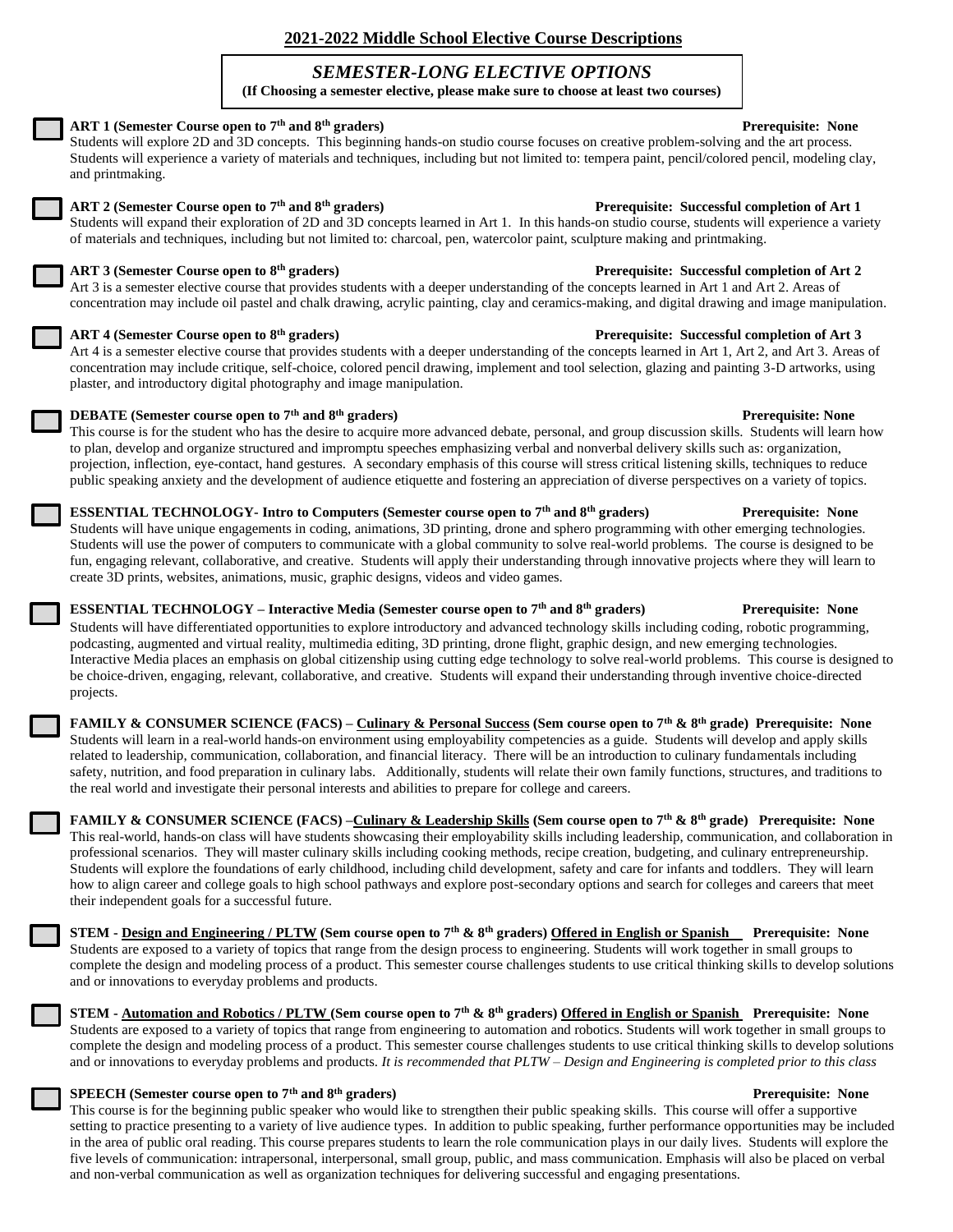## 2021-2022 Middle School Elective Course Descriptions

### *SEMESTER-LONG ELECTIVE OPTIONS*

**(If Choosing a semester elective, please make sure to choose at least two courses)**

**ART 1 (Semester Course open to 7th and 8th graders)** **Prerequisite: None**
Students will explore 2D and 3D concepts. This beginning hands-on studio course focuses on creative problem-solving and the art process. Students will experience a variety of materials and techniques, including but not limited to: tempera paint, pencil/colored pencil, modeling clay, and printmaking.

**ART 2 (Semester Course open to 7th and 8th graders)** **Prerequisite: Successful completion of Art 1**
Students will expand their exploration of 2D and 3D concepts learned in Art 1. In this hands-on studio course, students will experience a variety of materials and techniques, including but not limited to: charcoal, pen, watercolor paint, sculpture making and printmaking.

**ART 3 (Semester Course open to 8th graders)** **Prerequisite: Successful completion of Art 2**
Art 3 is a semester elective course that provides students with a deeper understanding of the concepts learned in Art 1 and Art 2. Areas of concentration may include oil pastel and chalk drawing, acrylic painting, clay and ceramics-making, and digital drawing and image manipulation.

**ART 4 (Semester Course open to 8th graders)** **Prerequisite: Successful completion of Art 3**
Art 4 is a semester elective course that provides students with a deeper understanding of the concepts learned in Art 1, Art 2, and Art 3. Areas of concentration may include critique, self-choice, colored pencil drawing, implement and tool selection, glazing and painting 3-D artworks, using plaster, and introductory digital photography and image manipulation.

**DEBATE (Semester course open to 7th and 8th graders)** **Prerequisite: None**
This course is for the student who has the desire to acquire more advanced debate, personal, and group discussion skills. Students will learn how to plan, develop and organize structured and impromptu speeches emphasizing verbal and nonverbal delivery skills such as: organization, projection, inflection, eye-contact, hand gestures. A secondary emphasis of this course will stress critical listening skills, techniques to reduce public speaking anxiety and the development of audience etiquette and fostering an appreciation of diverse perspectives on a variety of topics.

**ESSENTIAL TECHNOLOGY- Intro to Computers (Semester course open to 7th and 8th graders)** **Prerequisite: None**
Students will have unique engagements in coding, animations, 3D printing, drone and sphero programming with other emerging technologies. Students will use the power of computers to communicate with a global community to solve real-world problems. The course is designed to be fun, engaging relevant, collaborative, and creative. Students will apply their understanding through innovative projects where they will learn to create 3D prints, websites, animations, music, graphic designs, videos and video games.

**ESSENTIAL TECHNOLOGY – Interactive Media (Semester course open to 7th and 8th graders)** **Prerequisite: None**
Students will have differentiated opportunities to explore introductory and advanced technology skills including coding, robotic programming, podcasting, augmented and virtual reality, multimedia editing, 3D printing, drone flight, graphic design, and new emerging technologies. Interactive Media places an emphasis on global citizenship using cutting edge technology to solve real-world problems. This course is designed to be choice-driven, engaging, relevant, collaborative, and creative. Students will expand their understanding through inventive choice-directed projects.

**FAMILY & CONSUMER SCIENCE (FACS) – Culinary & Personal Success (Sem course open to 7th & 8th grade)** **Prerequisite: None**
Students will learn in a real-world hands-on environment using employability competencies as a guide. Students will develop and apply skills related to leadership, communication, collaboration, and financial literacy. There will be an introduction to culinary fundamentals including safety, nutrition, and food preparation in culinary labs. Additionally, students will relate their own family functions, structures, and traditions to the real world and investigate their personal interests and abilities to prepare for college and careers.

**FAMILY & CONSUMER SCIENCE (FACS) –Culinary & Leadership Skills (Sem course open to 7th & 8th grade)** **Prerequisite: None**
This real-world, hands-on class will have students showcasing their employability skills including leadership, communication, and collaboration in professional scenarios. They will master culinary skills including cooking methods, recipe creation, budgeting, and culinary entrepreneurship. Students will explore the foundations of early childhood, including child development, safety and care for infants and toddlers. They will learn how to align career and college goals to high school pathways and explore post-secondary options and search for colleges and careers that meet their independent goals for a successful future.

**STEM - Design and Engineering / PLTW (Sem course open to 7th & 8th graders) Offered in English or Spanish** **Prerequisite: None**
Students are exposed to a variety of topics that range from the design process to engineering. Students will work together in small groups to complete the design and modeling process of a product. This semester course challenges students to use critical thinking skills to develop solutions and or innovations to everyday problems and products.

**STEM - Automation and Robotics / PLTW (Sem course open to 7th & 8th graders) Offered in English or Spanish** **Prerequisite: None**
Students are exposed to a variety of topics that range from engineering to automation and robotics. Students will work together in small groups to complete the design and modeling process of a product. This semester course challenges students to use critical thinking skills to develop solutions and or innovations to everyday problems and products. *It is recommended that PLTW – Design and Engineering is completed prior to this class*

**SPEECH (Semester course open to 7th and 8th graders)** **Prerequisite: None**
This course is for the beginning public speaker who would like to strengthen their public speaking skills. This course will offer a supportive setting to practice presenting to a variety of live audience types. In addition to public speaking, further performance opportunities may be included in the area of public oral reading. This course prepares students to learn the role communication plays in our daily lives. Students will explore the five levels of communication: intrapersonal, interpersonal, small group, public, and mass communication. Emphasis will also be placed on verbal and non-verbal communication as well as organization techniques for delivering successful and engaging presentations.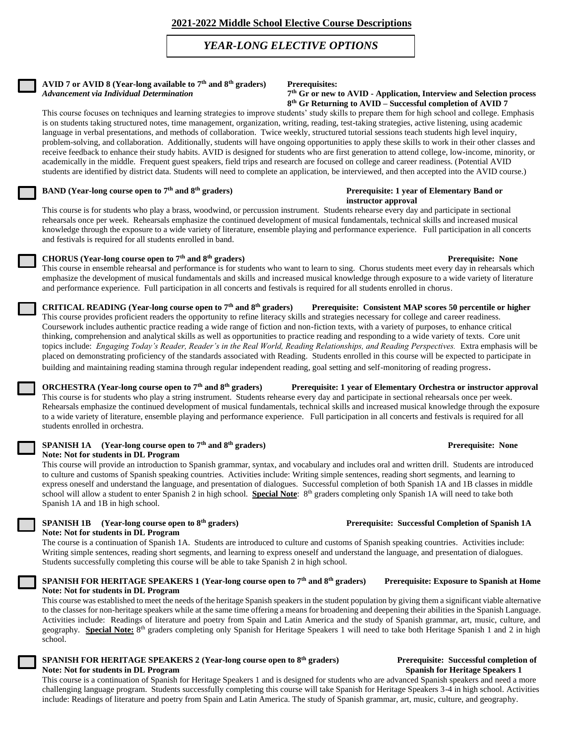## 2021-2022 Middle School Elective Course Descriptions

### *YEAR-LONG ELECTIVE OPTIONS*

☐ **AVID 7 or AVID 8 (Year-long available to 7th and 8th graders)**
***Advancement via Individual Determination***

**Prerequisites:**
**7th Gr or new to AVID - Application, Interview and Selection process**
**8th Gr Returning to AVID – Successful completion of AVID 7**

This course focuses on techniques and learning strategies to improve students' study skills to prepare them for high school and college. Emphasis is on students taking structured notes, time management, organization, writing, reading, test-taking strategies, active listening, using academic language in verbal presentations, and methods of collaboration. Twice weekly, structured tutorial sessions teach students high level inquiry, problem-solving, and collaboration. Additionally, students will have ongoing opportunities to apply these skills to work in their other classes and receive feedback to enhance their study habits. AVID is designed for students who are first generation to attend college, low-income, minority, or academically in the middle. Frequent guest speakers, field trips and research are focused on college and career readiness. (Potential AVID students are identified by district data. Students will need to complete an application, be interviewed, and then accepted into the AVID course.)

☐ **BAND (Year-long course open to 7th and 8th graders)** **Prerequisite: 1 year of Elementary Band or instructor approval**

This course is for students who play a brass, woodwind, or percussion instrument. Students rehearse every day and participate in sectional rehearsals once per week. Rehearsals emphasize the continued development of musical fundamentals, technical skills and increased musical knowledge through the exposure to a wide variety of literature, ensemble playing and performance experience. Full participation in all concerts and festivals is required for all students enrolled in band.

☐ **CHORUS (Year-long course open to 7th and 8th graders)** **Prerequisite: None**

This course in ensemble rehearsal and performance is for students who want to learn to sing. Chorus students meet every day in rehearsals which emphasize the development of musical fundamentals and skills and increased musical knowledge through exposure to a wide variety of literature and performance experience. Full participation in all concerts and festivals is required for all students enrolled in chorus.

☐ **CRITICAL READING (Year-long course open to 7th and 8th graders)** **Prerequisite: Consistent MAP scores 50 percentile or higher**

This course provides proficient readers the opportunity to refine literacy skills and strategies necessary for college and career readiness. Coursework includes authentic practice reading a wide range of fiction and non-fiction texts, with a variety of purposes, to enhance critical thinking, comprehension and analytical skills as well as opportunities to practice reading and responding to a wide variety of texts. Core unit topics include: *Engaging Today's Reader, Reader's in the Real World, Reading Relationships, and Reading Perspectives.* Extra emphasis will be placed on demonstrating proficiency of the standards associated with Reading. Students enrolled in this course will be expected to participate in building and maintaining reading stamina through regular independent reading, goal setting and self-monitoring of reading progress.

☐ **ORCHESTRA (Year-long course open to 7th and 8th graders)** **Prerequisite: 1 year of Elementary Orchestra or instructor approval**

This course is for students who play a string instrument. Students rehearse every day and participate in sectional rehearsals once per week. Rehearsals emphasize the continued development of musical fundamentals, technical skills and increased musical knowledge through the exposure to a wide variety of literature, ensemble playing and performance experience. Full participation in all concerts and festivals is required for all students enrolled in orchestra.

☐ **SPANISH 1A (Year-long course open to 7th and 8th graders)** **Prerequisite: None**
**Note: Not for students in DL Program**

This course will provide an introduction to Spanish grammar, syntax, and vocabulary and includes oral and written drill. Students are introduced to culture and customs of Spanish speaking countries. Activities include: Writing simple sentences, reading short segments, and learning to express oneself and understand the language, and presentation of dialogues. Successful completion of both Spanish 1A and 1B classes in middle school will allow a student to enter Spanish 2 in high school. **Special Note**: 8th graders completing only Spanish 1A will need to take both Spanish 1A and 1B in high school.

☐ **SPANISH 1B (Year-long course open to 8th graders)** **Prerequisite: Successful Completion of Spanish 1A**
**Note: Not for students in DL Program**

The course is a continuation of Spanish 1A. Students are introduced to culture and customs of Spanish speaking countries. Activities include: Writing simple sentences, reading short segments, and learning to express oneself and understand the language, and presentation of dialogues. Students successfully completing this course will be able to take Spanish 2 in high school.

☐ **SPANISH FOR HERITAGE SPEAKERS 1 (Year-long course open to 7th and 8th graders)** **Prerequisite: Exposure to Spanish at Home**
**Note: Not for students in DL Program**

This course was established to meet the needs of the heritage Spanish speakers in the student population by giving them a significant viable alternative to the classes for non-heritage speakers while at the same time offering a means for broadening and deepening their abilities in the Spanish Language. Activities include: Readings of literature and poetry from Spain and Latin America and the study of Spanish grammar, art, music, culture, and geography. **Special Note:** 8th graders completing only Spanish for Heritage Speakers 1 will need to take both Heritage Spanish 1 and 2 in high school.

☐ **SPANISH FOR HERITAGE SPEAKERS 2 (Year-long course open to 8th graders)** **Prerequisite: Successful completion of Spanish for Heritage Speakers 1**
**Note: Not for students in DL Program**

This course is a continuation of Spanish for Heritage Speakers 1 and is designed for students who are advanced Spanish speakers and need a more challenging language program. Students successfully completing this course will take Spanish for Heritage Speakers 3-4 in high school. Activities include: Readings of literature and poetry from Spain and Latin America. The study of Spanish grammar, art, music, culture, and geography.